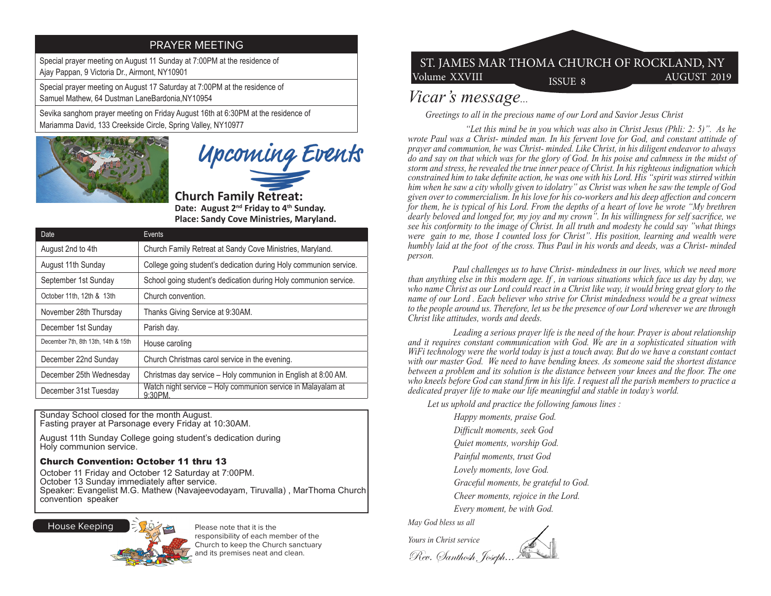## PRAYER MEETING

Special prayer meeting on August 11 Sunday at 7:00PM at the residence of Ajay Pappan, 9 Victoria Dr., Airmont, NY10901

Special prayer meeting on August 17 Saturday at 7:00PM at the residence of Samuel Mathew, 64 Dustman LaneBardonia,NY10954

Sevika sanghom prayer meeting on Friday August 16th at 6:30PM at the residence of Mariamma David, 133 Creekside Circle, Spring Valley, NY10977

## Upcoming Events

**Church Family Retreat:**
**Date: August 2nd Friday to 4th Sunday.**
**Place: Sandy Cove Ministries, Maryland.**

| Date | Events |
|---|---|
| August 2nd to 4th | Church Family Retreat at Sandy Cove Ministries, Maryland. |
| August 11th Sunday | College going student's dedication during Holy communion service. |
| September 1st Sunday | School going student's dedication during Holy communion service. |
| October 11th, 12th & 13th | Church convention. |
| November 28th Thursday | Thanks Giving Service at 9:30AM. |
| December 1st Sunday | Parish day. |
| December 7th, 8th 13th, 14th & 15th | House caroling |
| December 22nd Sunday | Church Christmas carol service in the evening. |
| December 25th Wednesday | Christmas day service – Holy communion in English at 8:00 AM. |
| December 31st Tuesday | Watch night service – Holy communion service in Malayalam at 9:30PM. |

Sunday School closed for the month August.
Fasting prayer at Parsonage every Friday at 10:30AM.

August 11th Sunday College going student's dedication during Holy communion service.

**Church Convention: October 11 thru 13**

October 11 Friday and October 12 Saturday at 7:00PM.
October 13 Sunday immediately after service.
Speaker: Evangelist M.G. Mathew (Navajeevodayam, Tiruvalla) , MarThoma Church convention speaker

**House Keeping**

Please note that it is the responsibility of each member of the Church to keep the Church sanctuary and its premises neat and clean.

# ST. JAMES MAR THOMA CHURCH OF ROCKLAND, NY

Volume XXVIII — ISSUE 8 — AUGUST 2019

## *Vicar's message...*

*Greetings to all in the precious name of our Lord and Savior Jesus Christ*

*"Let this mind be in you which was also in Christ Jesus (Phli: 2: 5)". As he wrote Paul was a Christ- minded man. In his fervent love for God, and constant attitude of prayer and communion, he was Christ- minded. Like Christ, in his diligent endeavor to always do and say on that which was for the glory of God. In his poise and calmness in the midst of storm and stress, he revealed the true inner peace of Christ. In his righteous indignation which constrained him to take definite action, he was one with his Lord. His "spirit was stirred within him when he saw a city wholly given to idolatry" as Christ was when he saw the temple of God given over to commercialism. In his love for his co-workers and his deep affection and concern for them, he is typical of his Lord. From the depths of a heart of love he wrote "My brethren dearly beloved and longed for, my joy and my crown". In his willingness for self sacrifice, we see his conformity to the image of Christ. In all truth and modesty he could say "what things were gain to me, those I counted loss for Christ". His position, learning and wealth were humbly laid at the foot of the cross. Thus Paul in his words and deeds, was a Christ- minded person.*

*Paul challenges us to have Christ- mindedness in our lives, which we need more than anything else in this modern age. If , in various situations which face us day by day, we who name Christ as our Lord could react in a Christ like way, it would bring great glory to the name of our Lord . Each believer who strive for Christ mindedness would be a great witness to the people around us. Therefore, let us be the presence of our Lord wherever we are through Christ like attitudes, words and deeds.*

*Leading a serious prayer life is the need of the hour. Prayer is about relationship and it requires constant communication with God. We are in a sophisticated situation with WiFi technology were the world today is just a touch away. But do we have a constant contact with our master God. We need to have bending knees. As someone said the shortest distance between a problem and its solution is the distance between your knees and the floor. The one who kneels before God can stand firm in his life. I request all the parish members to practice a dedicated prayer life to make our life meaningful and stable in today's world.*

*Let us uphold and practice the following famous lines :*

*Happy moments, praise God.*
*Difficult moments, seek God*
*Quiet moments, worship God.*
*Painful moments, trust God*
*Lovely moments, love God.*
*Graceful moments, be grateful to God.*
*Cheer moments, rejoice in the Lord.*
*Every moment, be with God.*

*May God bless us all*

*Yours in Christ service*

*Rev. Santhosh Joseph...*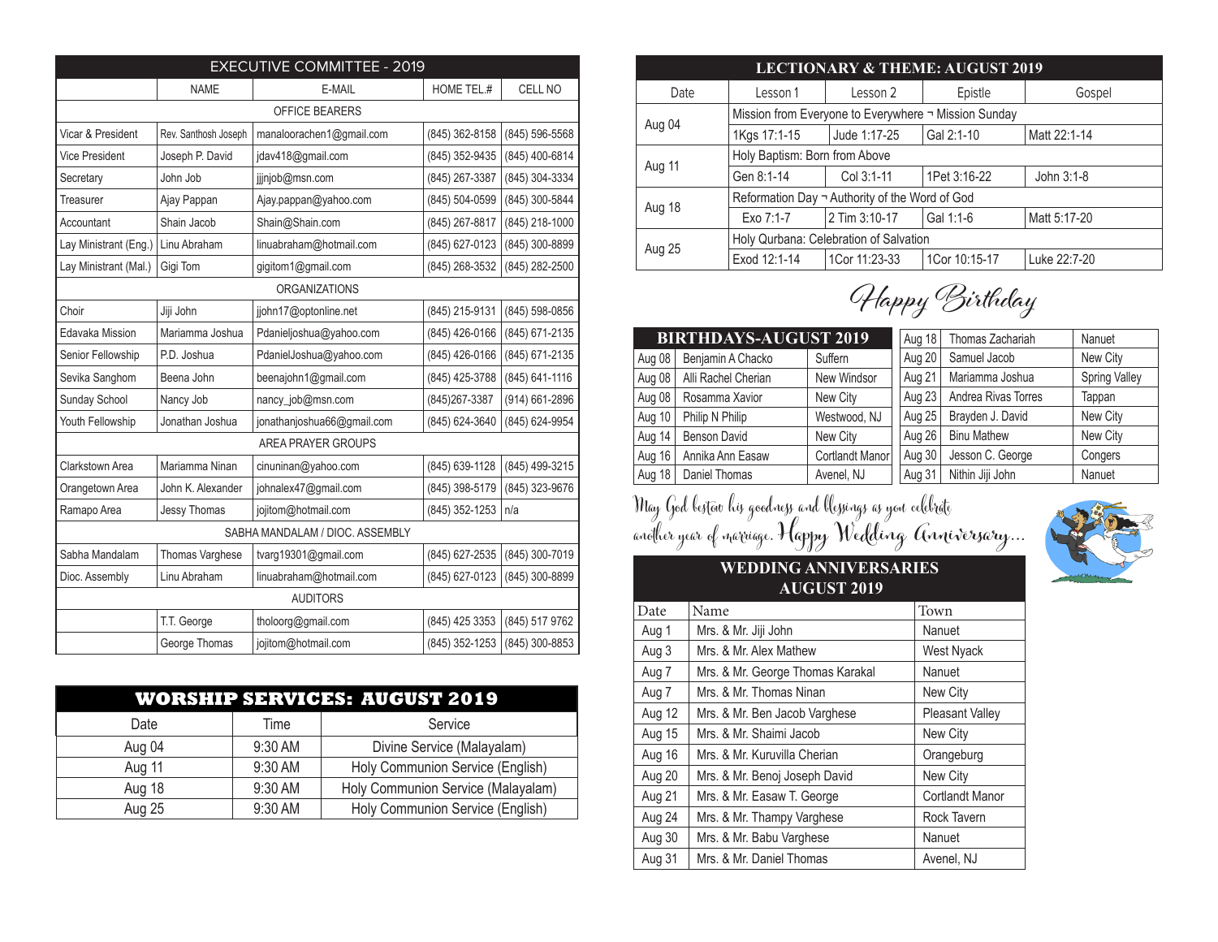## EXECUTIVE COMMITTEE - 2019

| | NAME | E-MAIL | HOME TEL.# | CELL NO |
|---|---|---|---|---|
| OFFICE BEARERS | | | | |
| Vicar & President | Rev. Santhosh Joseph | manaloorachen1@gmail.com | (845) 362-8158 | (845) 596-5568 |
| Vice President | Joseph P. David | jdav418@gmail.com | (845) 352-9435 | (845) 400-6814 |
| Secretary | John Job | jjjnjob@msn.com | (845) 267-3387 | (845) 304-3334 |
| Treasurer | Ajay Pappan | Ajay.pappan@yahoo.com | (845) 504-0599 | (845) 300-5844 |
| Accountant | Shain Jacob | Shain@Shain.com | (845) 267-8817 | (845) 218-1000 |
| Lay Ministrant (Eng.) | Linu Abraham | linuabraham@hotmail.com | (845) 627-0123 | (845) 300-8899 |
| Lay Ministrant (Mal.) | Gigi Tom | gigitom1@gmail.com | (845) 268-3532 | (845) 282-2500 |
| ORGANIZATIONS | | | | |
| Choir | Jiji John | jjohn17@optonline.net | (845) 215-9131 | (845) 598-0856 |
| Edavaka Mission | Mariamma Joshua | Pdanieljoshua@yahoo.com | (845) 426-0166 | (845) 671-2135 |
| Senior Fellowship | P.D. Joshua | PdanielJoshua@yahoo.com | (845) 426-0166 | (845) 671-2135 |
| Sevika Sanghom | Beena John | beenajohn1@gmail.com | (845) 425-3788 | (845) 641-1116 |
| Sunday School | Nancy Job | nancy_job@msn.com | (845)267-3387 | (914) 661-2896 |
| Youth Fellowship | Jonathan Joshua | jonathanjoshua66@gmail.com | (845) 624-3640 | (845) 624-9954 |
| AREA PRAYER GROUPS | | | | |
| Clarkstown Area | Mariamma Ninan | cinuninan@yahoo.com | (845) 639-1128 | (845) 499-3215 |
| Orangetown Area | John K. Alexander | johnalex47@gmail.com | (845) 398-5179 | (845) 323-9676 |
| Ramapo Area | Jessy Thomas | jojitom@hotmail.com | (845) 352-1253 | n/a |
| SABHA MANDALAM / DIOC. ASSEMBLY | | | | |
| Sabha Mandalam | Thomas Varghese | tvarg19301@gmail.com | (845) 627-2535 | (845) 300-7019 |
| Dioc. Assembly | Linu Abraham | linuabraham@hotmail.com | (845) 627-0123 | (845) 300-8899 |
| AUDITORS | | | | |
| | T.T. George | tholoorg@gmail.com | (845) 425 3353 | (845) 517 9762 |
| | George Thomas | jojitom@hotmail.com | (845) 352-1253 | (845) 300-8853 |

## WORSHIP SERVICES: AUGUST 2019

| Date | Time | Service |
|---|---|---|
| Aug 04 | 9:30 AM | Divine Service (Malayalam) |
| Aug 11 | 9:30 AM | Holy Communion Service (English) |
| Aug 18 | 9:30 AM | Holy Communion Service (Malayalam) |
| Aug 25 | 9:30 AM | Holy Communion Service (English) |

## LECTIONARY & THEME: AUGUST 2019

| Date | Lesson 1 | Lesson 2 | Epistle | Gospel |
|---|---|---|---|---|
| Aug 04 | Mission from Everyone to Everywhere ¬ Mission Sunday | | | |
| | 1Kgs 17:1-15 | Jude 1:17-25 | Gal 2:1-10 | Matt 22:1-14 |
| Aug 11 | Holy Baptism: Born from Above | | | |
| | Gen 8:1-14 | Col 3:1-11 | 1Pet 3:16-22 | John 3:1-8 |
| Aug 18 | Reformation Day ¬ Authority of the Word of God | | | |
| | Exo 7:1-7 | 2 Tim 3:10-17 | Gal 1:1-6 | Matt 5:17-20 |
| Aug 25 | Holy Qurbana: Celebration of Salvation | | | |
| | Exod 12:1-14 | 1Cor 11:23-33 | 1Cor 10:15-17 | Luke 22:7-20 |

*Happy Birthday*

## BIRTHDAYS-AUGUST 2019

| Date | Name | Town |
|---|---|---|
| Aug 08 | Benjamin A Chacko | Suffern |
| Aug 08 | Alli Rachel Cherian | New Windsor |
| Aug 08 | Rosamma Xavior | New City |
| Aug 10 | Philip N Philip | Westwood, NJ |
| Aug 14 | Benson David | New City |
| Aug 16 | Annika Ann Easaw | Cortlandt Manor |
| Aug 18 | Daniel Thomas | Avenel, NJ |
| Aug 18 | Thomas Zachariah | Nanuet |
| Aug 20 | Samuel Jacob | New City |
| Aug 21 | Mariamma Joshua | Spring Valley |
| Aug 23 | Andrea Rivas Torres | Tappan |
| Aug 25 | Brayden J. David | New City |
| Aug 26 | Binu Mathew | New City |
| Aug 30 | Jesson C. George | Congers |
| Aug 31 | Nithin Jiji John | Nanuet |

*May God bestow his goodness and blessings as you celebrate another year of marriage. Happy Wedding Anniversary...*

## WEDDING ANNIVERSARIES AUGUST 2019

| Date | Name | Town |
|---|---|---|
| Aug 1 | Mrs. & Mr. Jiji John | Nanuet |
| Aug 3 | Mrs. & Mr. Alex Mathew | West Nyack |
| Aug 7 | Mrs. & Mr. George Thomas Karakal | Nanuet |
| Aug 7 | Mrs. & Mr. Thomas Ninan | New City |
| Aug 12 | Mrs. & Mr. Ben Jacob Varghese | Pleasant Valley |
| Aug 15 | Mrs. & Mr. Shaimi Jacob | New City |
| Aug 16 | Mrs. & Mr. Kuruvilla Cherian | Orangeburg |
| Aug 20 | Mrs. & Mr. Benoj Joseph David | New City |
| Aug 21 | Mrs. & Mr. Easaw T. George | Cortlandt Manor |
| Aug 24 | Mrs. & Mr. Thampy Varghese | Rock Tavern |
| Aug 30 | Mrs. & Mr. Babu Varghese | Nanuet |
| Aug 31 | Mrs. & Mr. Daniel Thomas | Avenel, NJ |